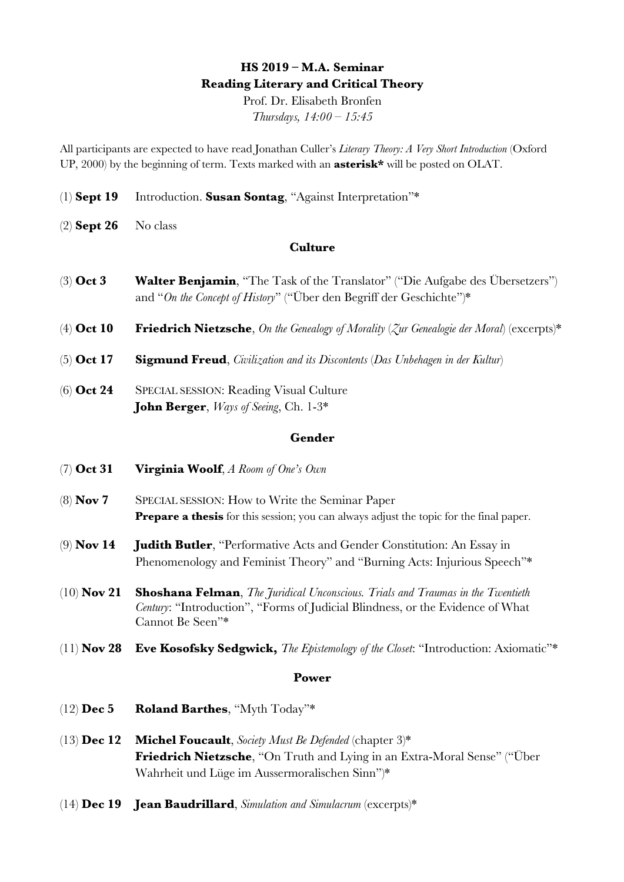**HS 2019 – M.A. Seminar**
**Reading Literary and Critical Theory**
Prof. Dr. Elisabeth Bronfen
*Thursdays, 14:00 – 15:45*

All participants are expected to have read Jonathan Culler's *Literary Theory: A Very Short Introduction* (Oxford UP, 2000) by the beginning of term. Texts marked with an **asterisk*** will be posted on OLAT.

(1) **Sept 19** Introduction. **Susan Sontag**, "Against Interpretation"*

(2) **Sept 26** No class

**Culture**

(3) **Oct 3** **Walter Benjamin**, "The Task of the Translator" ("Die Aufgabe des Übersetzers") and "*On the Concept of History*" ("Über den Begriff der Geschichte")*

(4) **Oct 10** **Friedrich Nietzsche**, *On the Genealogy of Morality* (*Zur Genealogie der Moral*) (excerpts)*

(5) **Oct 17** **Sigmund Freud**, *Civilization and its Discontents* (*Das Unbehagen in der Kultur*)

(6) **Oct 24** SPECIAL SESSION: Reading Visual Culture
**John Berger**, *Ways of Seeing*, Ch. 1-3*

**Gender**

(7) **Oct 31** **Virginia Woolf**, *A Room of One's Own*

(8) **Nov 7** SPECIAL SESSION: How to Write the Seminar Paper
**Prepare a thesis** for this session; you can always adjust the topic for the final paper.

(9) **Nov 14** **Judith Butler**, "Performative Acts and Gender Constitution: An Essay in Phenomenology and Feminist Theory" and "Burning Acts: Injurious Speech"*

(10) **Nov 21** **Shoshana Felman**, *The Juridical Unconscious. Trials and Traumas in the Twentieth Century*: "Introduction", "Forms of Judicial Blindness, or the Evidence of What Cannot Be Seen"*

(11) **Nov 28** **Eve Kosofsky Sedgwick,** *The Epistemology of the Closet*: "Introduction: Axiomatic"*

**Power**

(12) **Dec 5** **Roland Barthes**, "Myth Today"*

(13) **Dec 12** **Michel Foucault**, *Society Must Be Defended* (chapter 3)*
**Friedrich Nietzsche**, "On Truth and Lying in an Extra-Moral Sense" ("Über Wahrheit und Lüge im Aussermoralischen Sinn")*

(14) **Dec 19** **Jean Baudrillard**, *Simulation and Simulacrum* (excerpts)*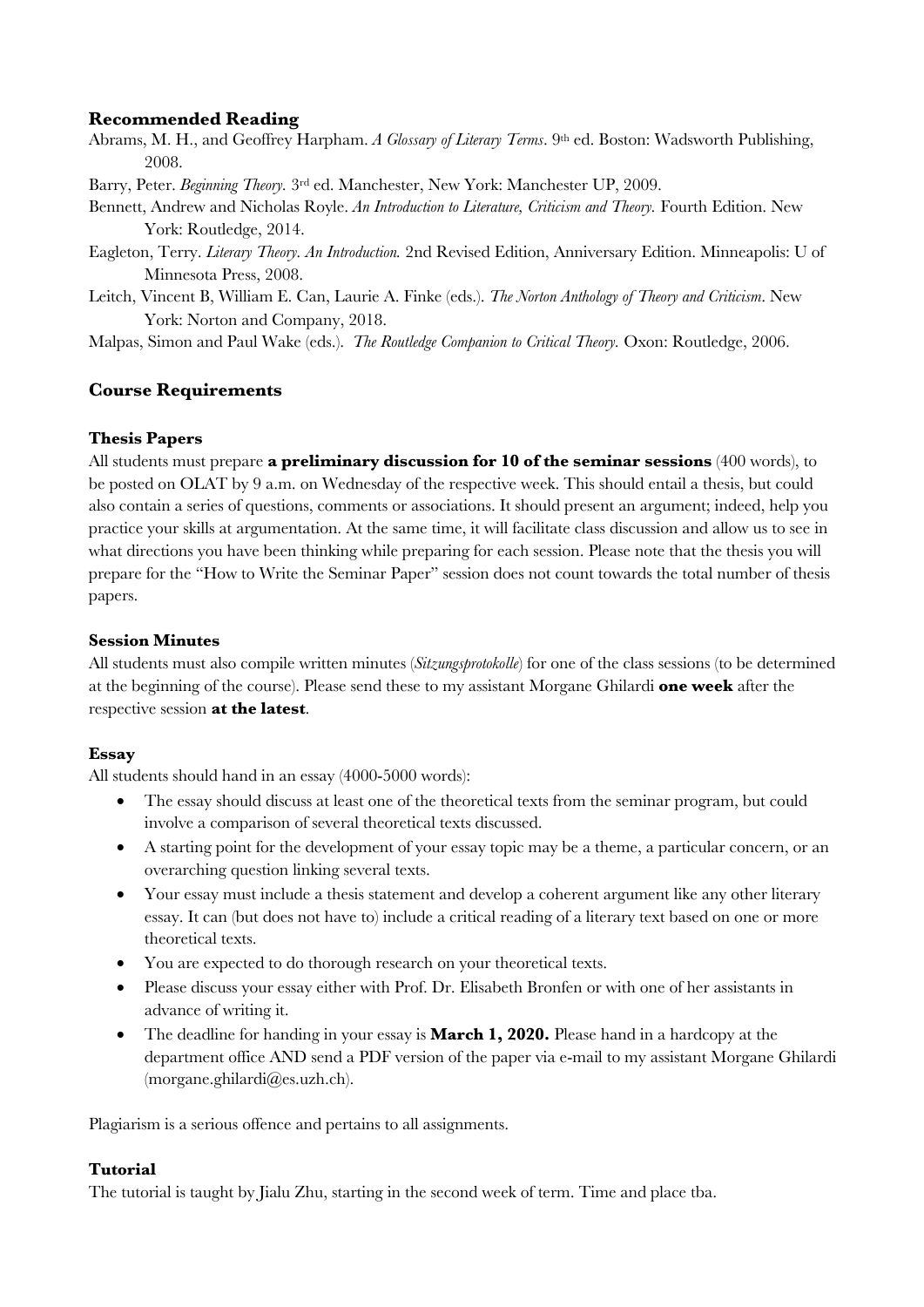## Recommended Reading

Abrams, M. H., and Geoffrey Harpham. *A Glossary of Literary Terms*. 9th ed. Boston: Wadsworth Publishing, 2008.

Barry, Peter. *Beginning Theory.* 3rd ed. Manchester, New York: Manchester UP, 2009.

Bennett, Andrew and Nicholas Royle. *An Introduction to Literature, Criticism and Theory.* Fourth Edition. New York: Routledge, 2014.

Eagleton, Terry. *Literary Theory. An Introduction.* 2nd Revised Edition, Anniversary Edition. Minneapolis: U of Minnesota Press, 2008.

Leitch, Vincent B, William E. Can, Laurie A. Finke (eds.). *The Norton Anthology of Theory and Criticism*. New York: Norton and Company, 2018.

Malpas, Simon and Paul Wake (eds.). *The Routledge Companion to Critical Theory.* Oxon: Routledge, 2006.

## Course Requirements

### Thesis Papers

All students must prepare **a preliminary discussion for 10 of the seminar sessions** (400 words), to be posted on OLAT by 9 a.m. on Wednesday of the respective week. This should entail a thesis, but could also contain a series of questions, comments or associations. It should present an argument; indeed, help you practice your skills at argumentation. At the same time, it will facilitate class discussion and allow us to see in what directions you have been thinking while preparing for each session. Please note that the thesis you will prepare for the "How to Write the Seminar Paper" session does not count towards the total number of thesis papers.

### Session Minutes

All students must also compile written minutes (*Sitzungsprotokolle*) for one of the class sessions (to be determined at the beginning of the course). Please send these to my assistant Morgane Ghilardi **one week** after the respective session **at the latest**.

### Essay

All students should hand in an essay (4000-5000 words):

- The essay should discuss at least one of the theoretical texts from the seminar program, but could involve a comparison of several theoretical texts discussed.
- A starting point for the development of your essay topic may be a theme, a particular concern, or an overarching question linking several texts.
- Your essay must include a thesis statement and develop a coherent argument like any other literary essay. It can (but does not have to) include a critical reading of a literary text based on one or more theoretical texts.
- You are expected to do thorough research on your theoretical texts.
- Please discuss your essay either with Prof. Dr. Elisabeth Bronfen or with one of her assistants in advance of writing it.
- The deadline for handing in your essay is **March 1, 2020.** Please hand in a hardcopy at the department office AND send a PDF version of the paper via e-mail to my assistant Morgane Ghilardi (morgane.ghilardi@es.uzh.ch).

Plagiarism is a serious offence and pertains to all assignments.

### Tutorial

The tutorial is taught by Jialu Zhu, starting in the second week of term. Time and place tba.